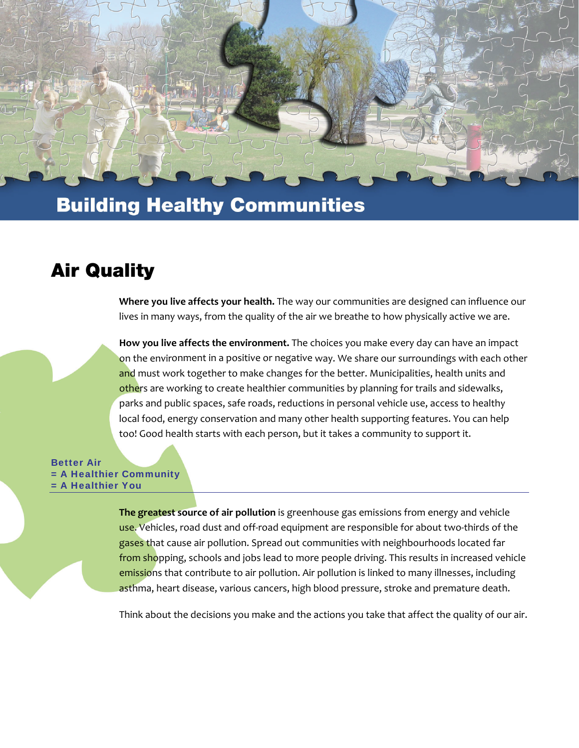# Building Healthy Communities

## Air Quality

**Where you live affects your health.** The way our communities are designed can influence our lives in many ways, from the quality of the air we breathe to how physically active we are.

**How you live affects the environment.** The choices you make every day can have an impact on the environment in a positive or negative way. We share our surroundings with each other and must work together to make changes for the better. Municipalities, health units and others are working to create healthier communities by planning for trails and sidewalks, parks and public spaces, safe roads, reductions in personal vehicle use, access to healthy local food, energy conservation and many other health supporting features. You can help too! Good health starts with each person, but it takes a community to support it.

**Better Air**
**= A Healthier Community**
**= A Healthier You**

---

**The greatest source of air pollution** is greenhouse gas emissions from energy and vehicle use. Vehicles, road dust and off-road equipment are responsible for about two-thirds of the gases that cause air pollution. Spread out communities with neighbourhoods located far from shopping, schools and jobs lead to more people driving. This results in increased vehicle emissions that contribute to air pollution. Air pollution is linked to many illnesses, including asthma, heart disease, various cancers, high blood pressure, stroke and premature death.

Think about the decisions you make and the actions you take that affect the quality of our air.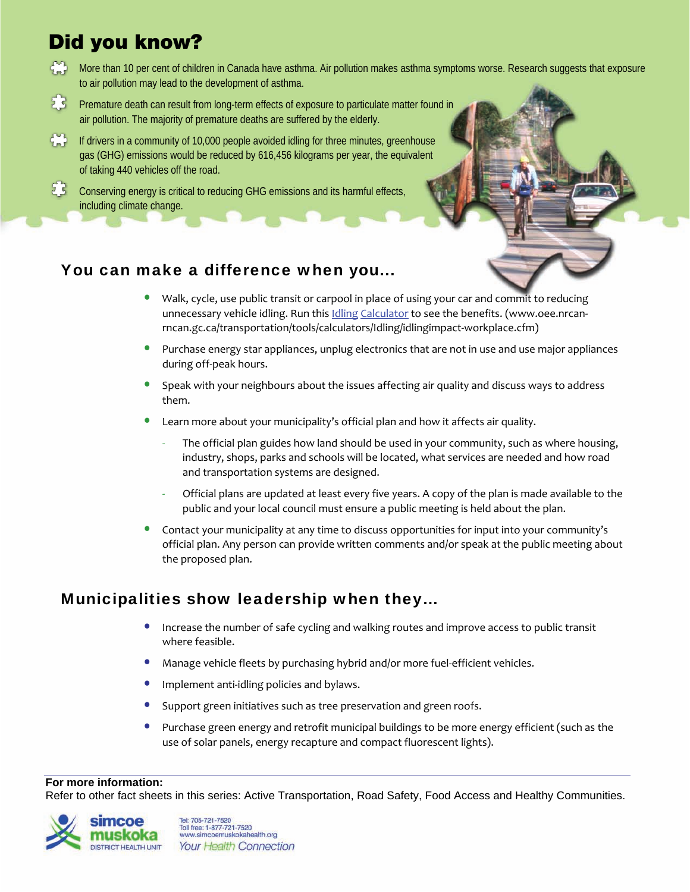# Did you know?

- More than 10 per cent of children in Canada have asthma. Air pollution makes asthma symptoms worse. Research suggests that exposure to air pollution may lead to the development of asthma.
- Premature death can result from long-term effects of exposure to particulate matter found in air pollution. The majority of premature deaths are suffered by the elderly.
- If drivers in a community of 10,000 people avoided idling for three minutes, greenhouse gas (GHG) emissions would be reduced by 616,456 kilograms per year, the equivalent of taking 440 vehicles off the road.
- Conserving energy is critical to reducing GHG emissions and its harmful effects, including climate change.

## You can make a difference when you…

- Walk, cycle, use public transit or carpool in place of using your car and commit to reducing unnecessary vehicle idling. Run this Idling Calculator to see the benefits. (www.oee.nrcan-rncan.gc.ca/transportation/tools/calculators/Idling/idlingimpact-workplace.cfm)
- Purchase energy star appliances, unplug electronics that are not in use and use major appliances during off-peak hours.
- Speak with your neighbours about the issues affecting air quality and discuss ways to address them.
- Learn more about your municipality's official plan and how it affects air quality.
  - The official plan guides how land should be used in your community, such as where housing, industry, shops, parks and schools will be located, what services are needed and how road and transportation systems are designed.
  - Official plans are updated at least every five years. A copy of the plan is made available to the public and your local council must ensure a public meeting is held about the plan.
- Contact your municipality at any time to discuss opportunities for input into your community's official plan. Any person can provide written comments and/or speak at the public meeting about the proposed plan.

## Municipalities show leadership when they…

- Increase the number of safe cycling and walking routes and improve access to public transit where feasible.
- Manage vehicle fleets by purchasing hybrid and/or more fuel-efficient vehicles.
- Implement anti-idling policies and bylaws.
- Support green initiatives such as tree preservation and green roofs.
- Purchase green energy and retrofit municipal buildings to be more energy efficient (such as the use of solar panels, energy recapture and compact fluorescent lights).

**For more information:**
Refer to other fact sheets in this series: Active Transportation, Road Safety, Food Access and Healthy Communities.

simcoe muskoka DISTRICT HEALTH UNIT

Tel: 705-721-7520
Toll free: 1-877-721-7520
www.simcoemuskokahealth.org
*Your Health Connection*